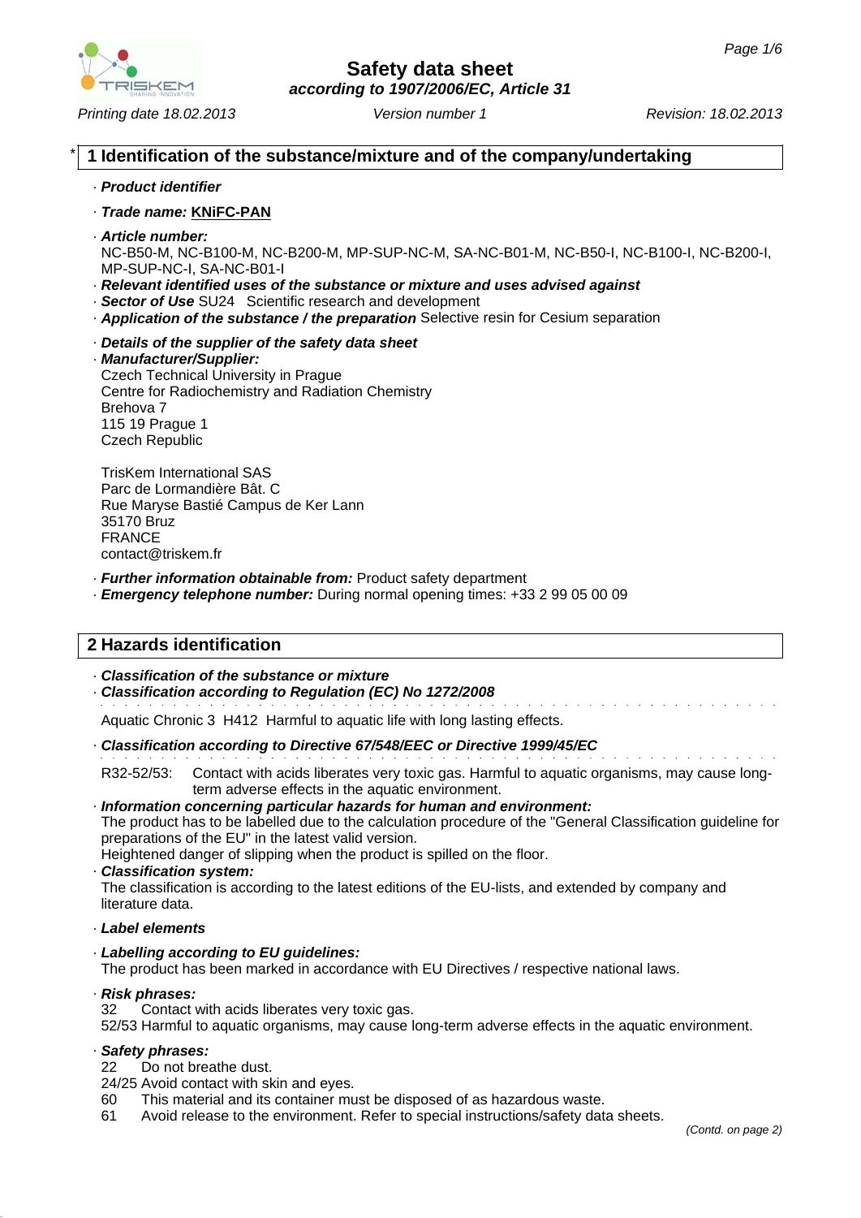# Safety data sheet
*according to 1907/2006/EC, Article 31*

Printing date 18.02.2013 Version number 1 Revision: 18.02.2013

## * 1 Identification of the substance/mixture and of the company/undertaking

· ***Product identifier***

· ***Trade name:*** **KNiFC-PAN**

· ***Article number:***
NC-B50-M, NC-B100-M, NC-B200-M, MP-SUP-NC-M, SA-NC-B01-M, NC-B50-I, NC-B100-I, NC-B200-I, MP-SUP-NC-I, SA-NC-B01-I

· ***Relevant identified uses of the substance or mixture and uses advised against***

· ***Sector of Use*** SU24 Scientific research and development

· ***Application of the substance / the preparation*** Selective resin for Cesium separation

· ***Details of the supplier of the safety data sheet***

· ***Manufacturer/Supplier:***
Czech Technical University in Prague
Centre for Radiochemistry and Radiation Chemistry
Brehova 7
115 19 Prague 1
Czech Republic

TrisKem International SAS
Parc de Lormandière Bât. C
Rue Maryse Bastié Campus de Ker Lann
35170 Bruz
FRANCE
contact@triskem.fr

· ***Further information obtainable from:*** Product safety department

· ***Emergency telephone number:*** During normal opening times: +33 2 99 05 00 09

## 2 Hazards identification

· ***Classification of the substance or mixture***

· ***Classification according to Regulation (EC) No 1272/2008***

Aquatic Chronic 3 H412 Harmful to aquatic life with long lasting effects.

· ***Classification according to Directive 67/548/EEC or Directive 1999/45/EC***

R32-52/53: Contact with acids liberates very toxic gas. Harmful to aquatic organisms, may cause long-term adverse effects in the aquatic environment.

· ***Information concerning particular hazards for human and environment:***
The product has to be labelled due to the calculation procedure of the "General Classification guideline for preparations of the EU" in the latest valid version.
Heightened danger of slipping when the product is spilled on the floor.

· ***Classification system:***
The classification is according to the latest editions of the EU-lists, and extended by company and literature data.

· ***Label elements***

· ***Labelling according to EU guidelines:***
The product has been marked in accordance with EU Directives / respective national laws.

· ***Risk phrases:***
32 Contact with acids liberates very toxic gas.
52/53 Harmful to aquatic organisms, may cause long-term adverse effects in the aquatic environment.

· ***Safety phrases:***
22 Do not breathe dust.
24/25 Avoid contact with skin and eyes.
60 This material and its container must be disposed of as hazardous waste.
61 Avoid release to the environment. Refer to special instructions/safety data sheets.

*(Contd. on page 2)*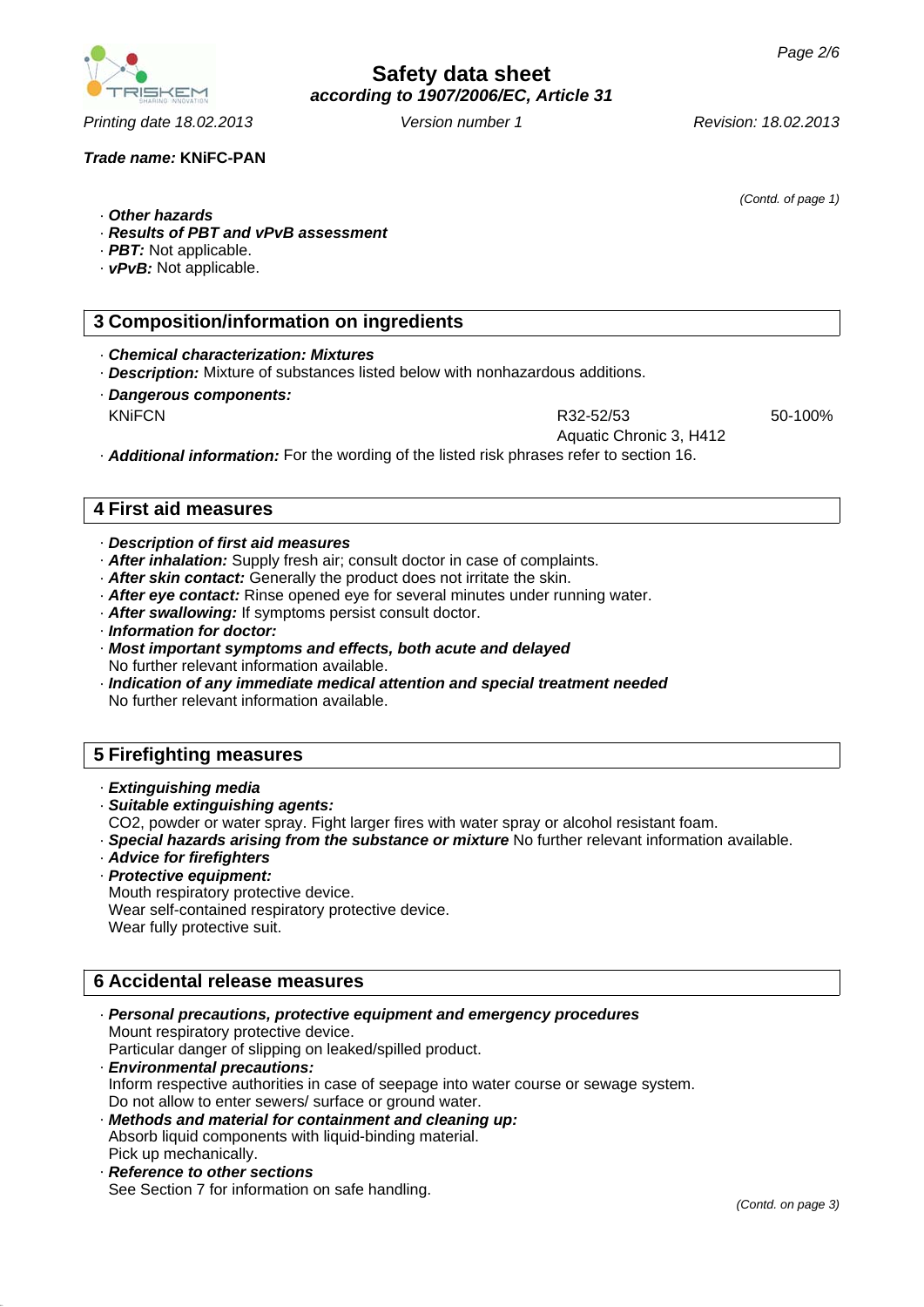Trade name: **KNiFC-PAN**

(Contd. of page 1)

· ***Other hazards***
· ***Results of PBT and vPvB assessment***
· ***PBT:*** Not applicable.
· ***vPvB:*** Not applicable.

## 3 Composition/information on ingredients

· ***Chemical characterization: Mixtures***
· ***Description:*** Mixture of substances listed below with nonhazardous additions.
· ***Dangerous components:***

| | | |
|---|---|---|
| KNiFCN | R32-52/53<br>Aquatic Chronic 3, H412 | 50-100% |

· ***Additional information:*** For the wording of the listed risk phrases refer to section 16.

## 4 First aid measures

· ***Description of first aid measures***
· ***After inhalation:*** Supply fresh air; consult doctor in case of complaints.
· ***After skin contact:*** Generally the product does not irritate the skin.
· ***After eye contact:*** Rinse opened eye for several minutes under running water.
· ***After swallowing:*** If symptoms persist consult doctor.
· ***Information for doctor:***
· ***Most important symptoms and effects, both acute and delayed***
No further relevant information available.
· ***Indication of any immediate medical attention and special treatment needed***
No further relevant information available.

## 5 Firefighting measures

· ***Extinguishing media***
· ***Suitable extinguishing agents:***
CO2, powder or water spray. Fight larger fires with water spray or alcohol resistant foam.
· ***Special hazards arising from the substance or mixture*** No further relevant information available.
· ***Advice for firefighters***
· ***Protective equipment:***
Mouth respiratory protective device.
Wear self-contained respiratory protective device.
Wear fully protective suit.

## 6 Accidental release measures

· ***Personal precautions, protective equipment and emergency procedures***
Mount respiratory protective device.
Particular danger of slipping on leaked/spilled product.
· ***Environmental precautions:***
Inform respective authorities in case of seepage into water course or sewage system.
Do not allow to enter sewers/ surface or ground water.
· ***Methods and material for containment and cleaning up:***
Absorb liquid components with liquid-binding material.
Pick up mechanically.
· ***Reference to other sections***
See Section 7 for information on safe handling.

(Contd. on page 3)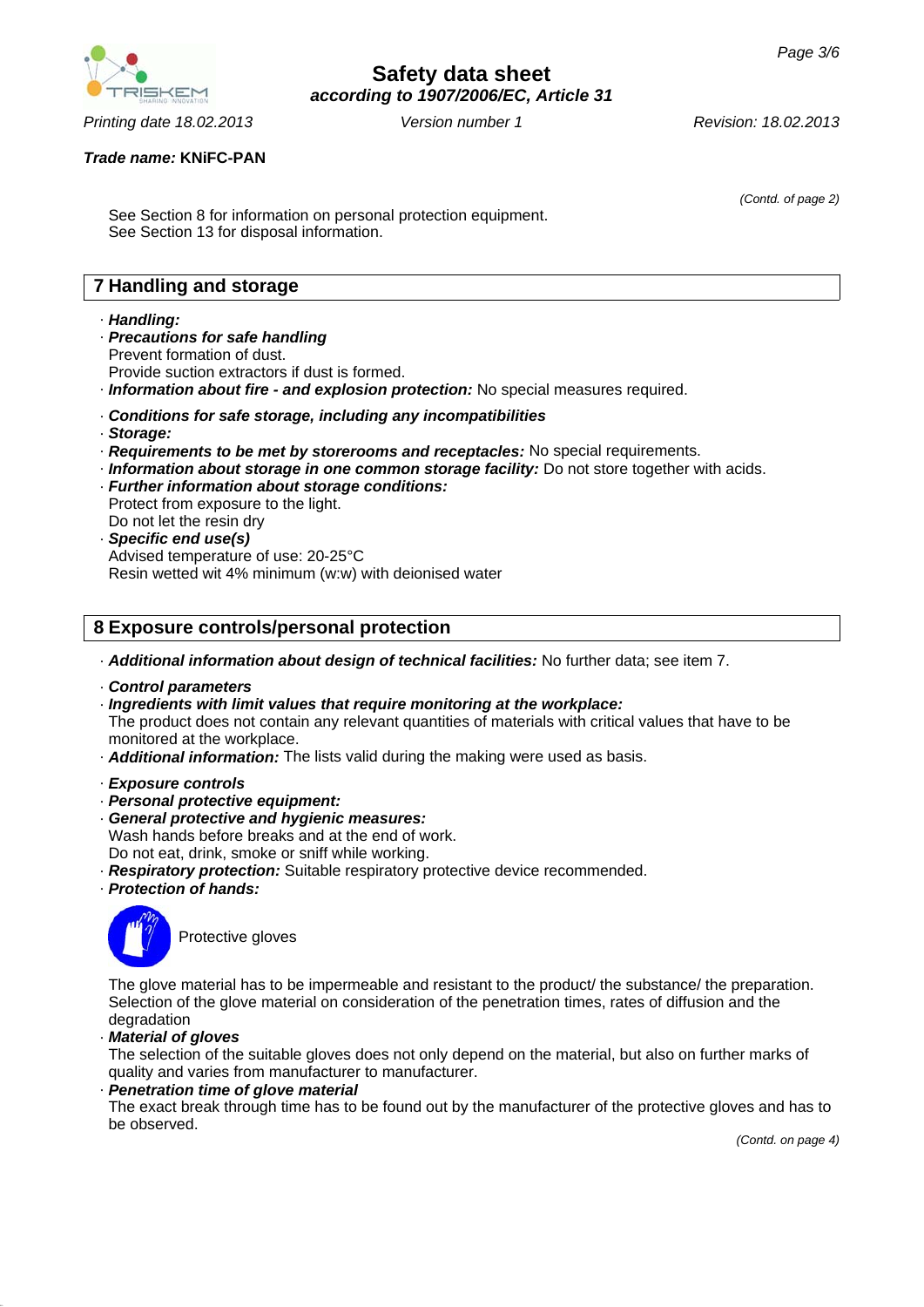**Trade name: KNiFC-PAN**

(Contd. of page 2)

See Section 8 for information on personal protection equipment.
See Section 13 for disposal information.

## 7 Handling and storage

· ***Handling:***
· ***Precautions for safe handling***
Prevent formation of dust.
Provide suction extractors if dust is formed.
· ***Information about fire - and explosion protection:*** No special measures required.

· ***Conditions for safe storage, including any incompatibilities***
· ***Storage:***
· ***Requirements to be met by storerooms and receptacles:*** No special requirements.
· ***Information about storage in one common storage facility:*** Do not store together with acids.
· ***Further information about storage conditions:***
Protect from exposure to the light.
Do not let the resin dry
· ***Specific end use(s)***
Advised temperature of use: 20-25°C
Resin wetted wit 4% minimum (w:w) with deionised water

## 8 Exposure controls/personal protection

· ***Additional information about design of technical facilities:*** No further data; see item 7.

· ***Control parameters***
· ***Ingredients with limit values that require monitoring at the workplace:***
The product does not contain any relevant quantities of materials with critical values that have to be monitored at the workplace.
· ***Additional information:*** The lists valid during the making were used as basis.

· ***Exposure controls***
· ***Personal protective equipment:***
· ***General protective and hygienic measures:***
Wash hands before breaks and at the end of work.
Do not eat, drink, smoke or sniff while working.
· ***Respiratory protection:*** Suitable respiratory protective device recommended.
· ***Protection of hands:***

Protective gloves

The glove material has to be impermeable and resistant to the product/ the substance/ the preparation.
Selection of the glove material on consideration of the penetration times, rates of diffusion and the degradation
· ***Material of gloves***
The selection of the suitable gloves does not only depend on the material, but also on further marks of quality and varies from manufacturer to manufacturer.
· ***Penetration time of glove material***
The exact break through time has to be found out by the manufacturer of the protective gloves and has to be observed.

(Contd. on page 4)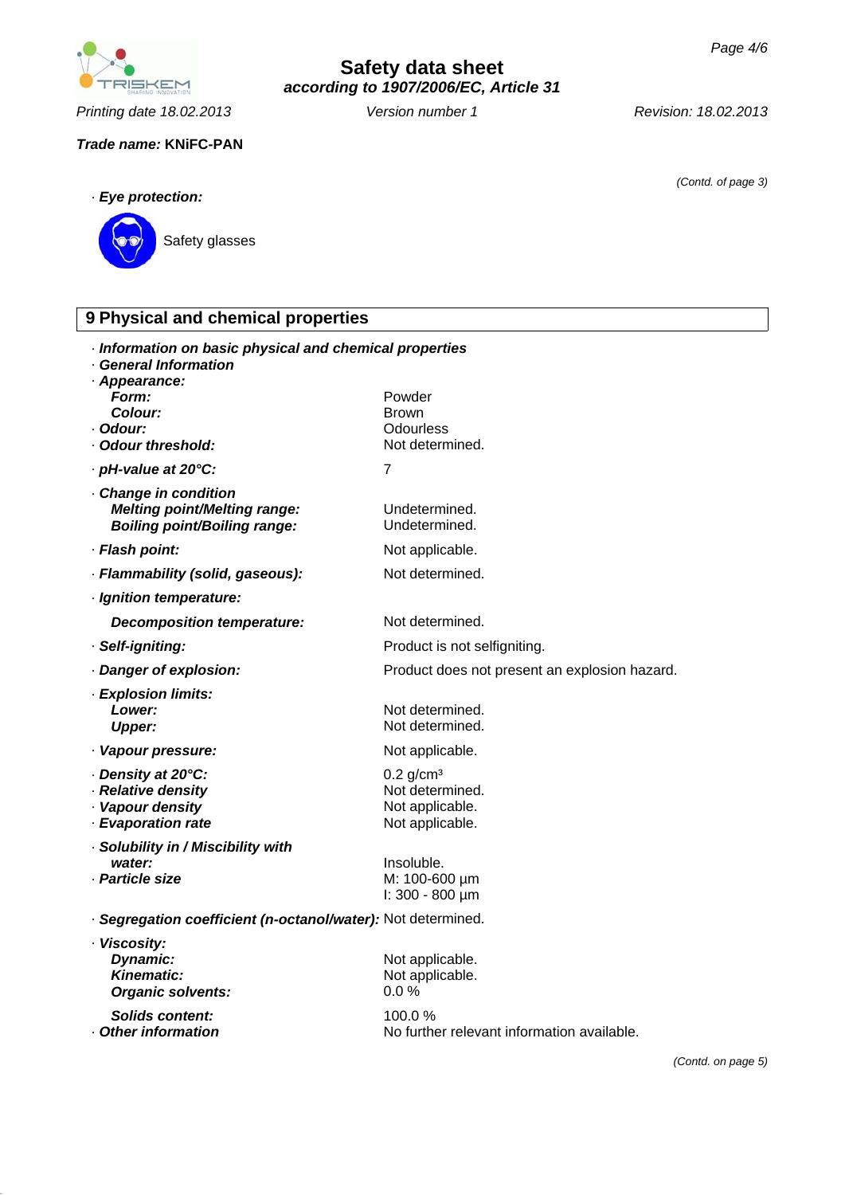Trade name: **KNiFC-PAN**

(Contd. of page 3)

· ***Eye protection:***

Safety glasses

## 9 Physical and chemical properties

· ***Information on basic physical and chemical properties***
· ***General Information***
· ***Appearance:***

| | |
|---|---|
| ***Form:*** | Powder |
| ***Colour:*** | Brown |
| · ***Odour:*** | Odourless |
| · ***Odour threshold:*** | Not determined. |
| · ***pH-value at 20°C:*** | 7 |
| · ***Change in condition*** | |
| ***Melting point/Melting range:*** | Undetermined. |
| ***Boiling point/Boiling range:*** | Undetermined. |
| · ***Flash point:*** | Not applicable. |
| · ***Flammability (solid, gaseous):*** | Not determined. |
| · ***Ignition temperature:*** | |
| ***Decomposition temperature:*** | Not determined. |
| · ***Self-igniting:*** | Product is not selfigniting. |
| · ***Danger of explosion:*** | Product does not present an explosion hazard. |
| · ***Explosion limits:*** | |
| ***Lower:*** | Not determined. |
| ***Upper:*** | Not determined. |
| · ***Vapour pressure:*** | Not applicable. |
| · ***Density at 20°C:*** | 0.2 g/cm³ |
| · ***Relative density*** | Not determined. |
| · ***Vapour density*** | Not applicable. |
| · ***Evaporation rate*** | Not applicable. |
| · ***Solubility in / Miscibility with*** | |
| ***water:*** | Insoluble. |
| · ***Particle size*** | M: 100-600 µm<br>I: 300 - 800 µm |
| · ***Segregation coefficient (n-octanol/water):*** | Not determined. |
| · ***Viscosity:*** | |
| ***Dynamic:*** | Not applicable. |
| ***Kinematic:*** | Not applicable. |
| ***Organic solvents:*** | 0.0 % |
| ***Solids content:*** | 100.0 % |
| · ***Other information*** | No further relevant information available. |

(Contd. on page 5)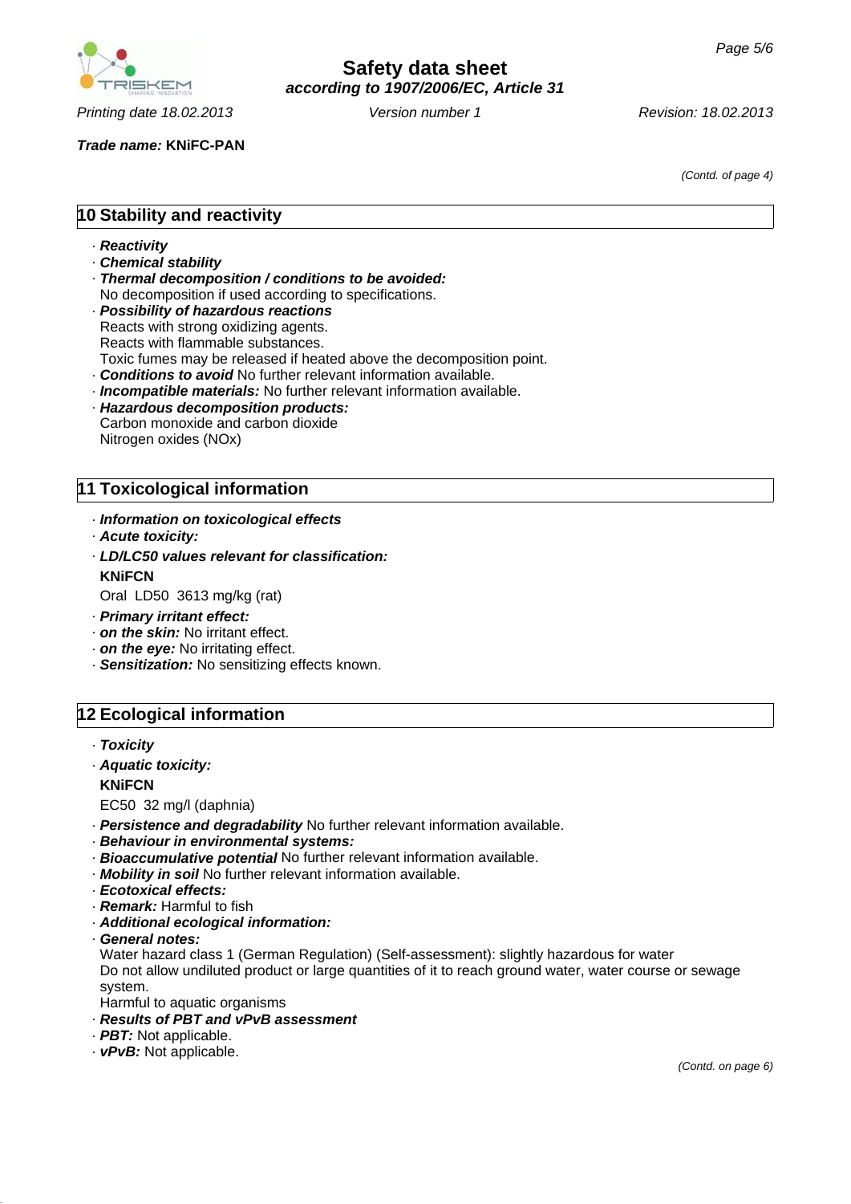*(Contd. of page 4)*

## 10 Stability and reactivity

- ***Reactivity***
- ***Chemical stability***
- ***Thermal decomposition / conditions to be avoided:***
  No decomposition if used according to specifications.
- ***Possibility of hazardous reactions***
  Reacts with strong oxidizing agents.
  Reacts with flammable substances.
  Toxic fumes may be released if heated above the decomposition point.
- ***Conditions to avoid*** No further relevant information available.
- ***Incompatible materials:*** No further relevant information available.
- ***Hazardous decomposition products:***
  Carbon monoxide and carbon dioxide
  Nitrogen oxides (NOx)

## 11 Toxicological information

- ***Information on toxicological effects***
- ***Acute toxicity:***
- ***LD/LC50 values relevant for classification:***

**KNiFCN**

Oral LD50 3613 mg/kg (rat)

- ***Primary irritant effect:***
- ***on the skin:*** No irritant effect.
- ***on the eye:*** No irritating effect.
- ***Sensitization:*** No sensitizing effects known.

## 12 Ecological information

- ***Toxicity***
- ***Aquatic toxicity:***

**KNiFCN**

EC50 32 mg/l (daphnia)

- ***Persistence and degradability*** No further relevant information available.
- ***Behaviour in environmental systems:***
- ***Bioaccumulative potential*** No further relevant information available.
- ***Mobility in soil*** No further relevant information available.
- ***Ecotoxical effects:***
- ***Remark:*** Harmful to fish
- ***Additional ecological information:***
- ***General notes:***
  Water hazard class 1 (German Regulation) (Self-assessment): slightly hazardous for water
  Do not allow undiluted product or large quantities of it to reach ground water, water course or sewage system.
  Harmful to aquatic organisms
- ***Results of PBT and vPvB assessment***
- ***PBT:*** Not applicable.
- ***vPvB:*** Not applicable.

*(Contd. on page 6)*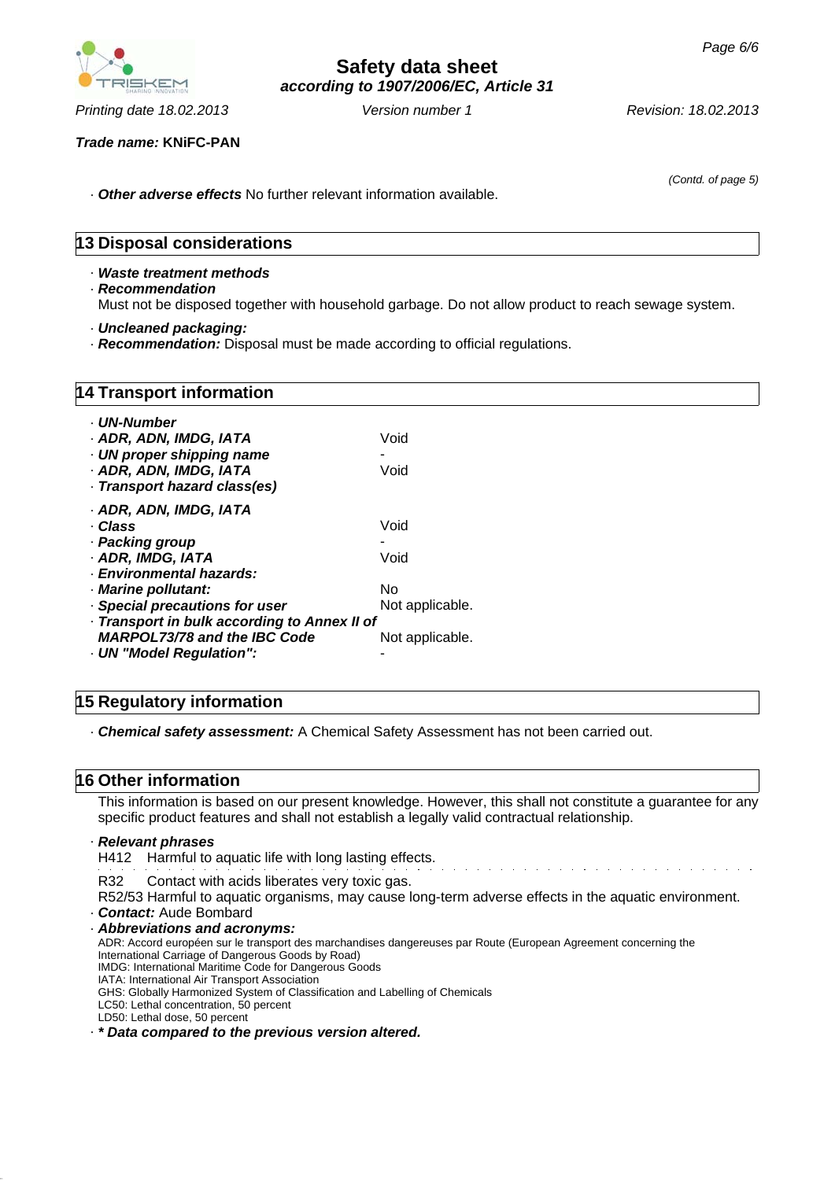Trade name: **KNiFC-PAN**

(Contd. of page 5)

· ***Other adverse effects*** No further relevant information available.

## 13 Disposal considerations

· ***Waste treatment methods***
· ***Recommendation***
Must not be disposed together with household garbage. Do not allow product to reach sewage system.

· ***Uncleaned packaging:***
· ***Recommendation:*** Disposal must be made according to official regulations.

## 14 Transport information

| | |
|---|---|
| · ***UN-Number*** | |
| · ***ADR, ADN, IMDG, IATA*** | Void |
| · ***UN proper shipping name*** | - |
| · ***ADR, ADN, IMDG, IATA*** | Void |
| · ***Transport hazard class(es)*** | |
| · ***ADR, ADN, IMDG, IATA*** | |
| · ***Class*** | Void |
| · ***Packing group*** | - |
| · ***ADR, IMDG, IATA*** | Void |
| · ***Environmental hazards:*** | |
| · ***Marine pollutant:*** | No |
| · ***Special precautions for user*** | Not applicable. |
| · ***Transport in bulk according to Annex II of MARPOL73/78 and the IBC Code*** | Not applicable. |
| · ***UN "Model Regulation":*** | - |

## 15 Regulatory information

· ***Chemical safety assessment:*** A Chemical Safety Assessment has not been carried out.

## 16 Other information

This information is based on our present knowledge. However, this shall not constitute a guarantee for any specific product features and shall not establish a legally valid contractual relationship.

· ***Relevant phrases***
H412 Harmful to aquatic life with long lasting effects.

R32 Contact with acids liberates very toxic gas.
R52/53 Harmful to aquatic organisms, may cause long-term adverse effects in the aquatic environment.

· ***Contact:*** Aude Bombard
· ***Abbreviations and acronyms:***
ADR: Accord européen sur le transport des marchandises dangereuses par Route (European Agreement concerning the International Carriage of Dangerous Goods by Road)
IMDG: International Maritime Code for Dangerous Goods
IATA: International Air Transport Association
GHS: Globally Harmonized System of Classification and Labelling of Chemicals
LC50: Lethal concentration, 50 percent
LD50: Lethal dose, 50 percent
· ***\* Data compared to the previous version altered.***